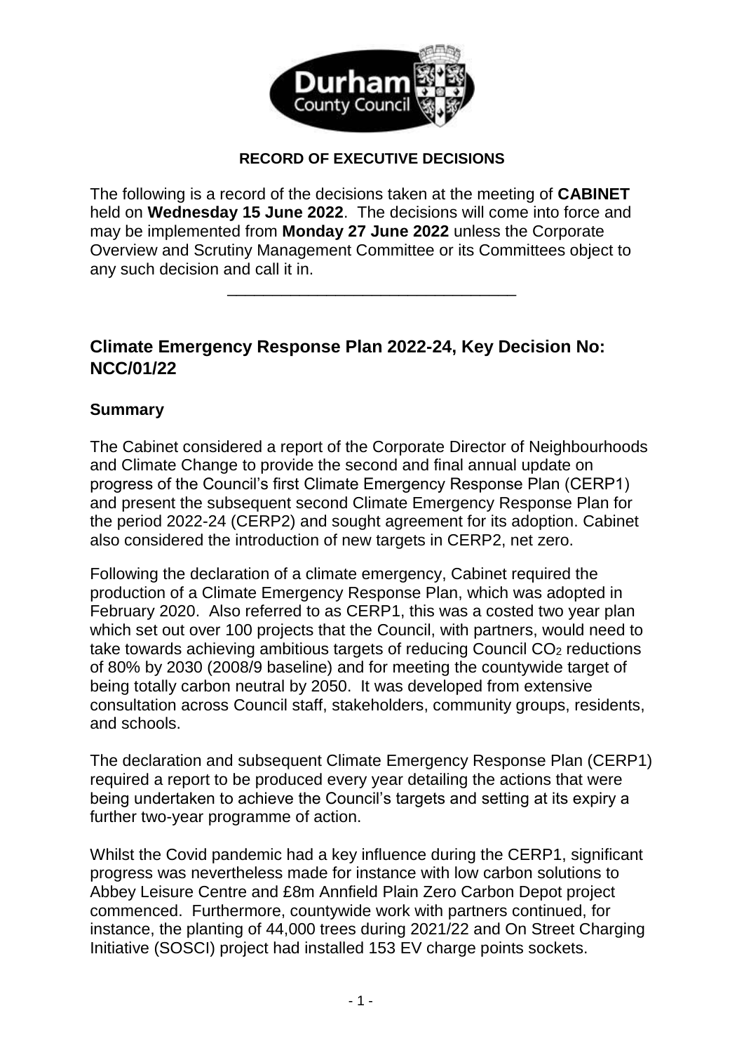**RECORD OF EXECUTIVE DECISIONS**

The following is a record of the decisions taken at the meeting of **CABINET** held on **Wednesday 15 June 2022**. The decisions will come into force and may be implemented from **Monday 27 June 2022** unless the Corporate Overview and Scrutiny Management Committee or its Committees object to any such decision and call it in.

---

## Climate Emergency Response Plan 2022-24, Key Decision No: NCC/01/22

### Summary

The Cabinet considered a report of the Corporate Director of Neighbourhoods and Climate Change to provide the second and final annual update on progress of the Council's first Climate Emergency Response Plan (CERP1) and present the subsequent second Climate Emergency Response Plan for the period 2022-24 (CERP2) and sought agreement for its adoption. Cabinet also considered the introduction of new targets in CERP2, net zero.

Following the declaration of a climate emergency, Cabinet required the production of a Climate Emergency Response Plan, which was adopted in February 2020. Also referred to as CERP1, this was a costed two year plan which set out over 100 projects that the Council, with partners, would need to take towards achieving ambitious targets of reducing Council $CO_2$ reductions of 80% by 2030 (2008/9 baseline) and for meeting the countywide target of being totally carbon neutral by 2050. It was developed from extensive consultation across Council staff, stakeholders, community groups, residents, and schools.

The declaration and subsequent Climate Emergency Response Plan (CERP1) required a report to be produced every year detailing the actions that were being undertaken to achieve the Council's targets and setting at its expiry a further two-year programme of action.

Whilst the Covid pandemic had a key influence during the CERP1, significant progress was nevertheless made for instance with low carbon solutions to Abbey Leisure Centre and £8m Annfield Plain Zero Carbon Depot project commenced. Furthermore, countywide work with partners continued, for instance, the planting of 44,000 trees during 2021/22 and On Street Charging Initiative (SOSCI) project had installed 153 EV charge points sockets.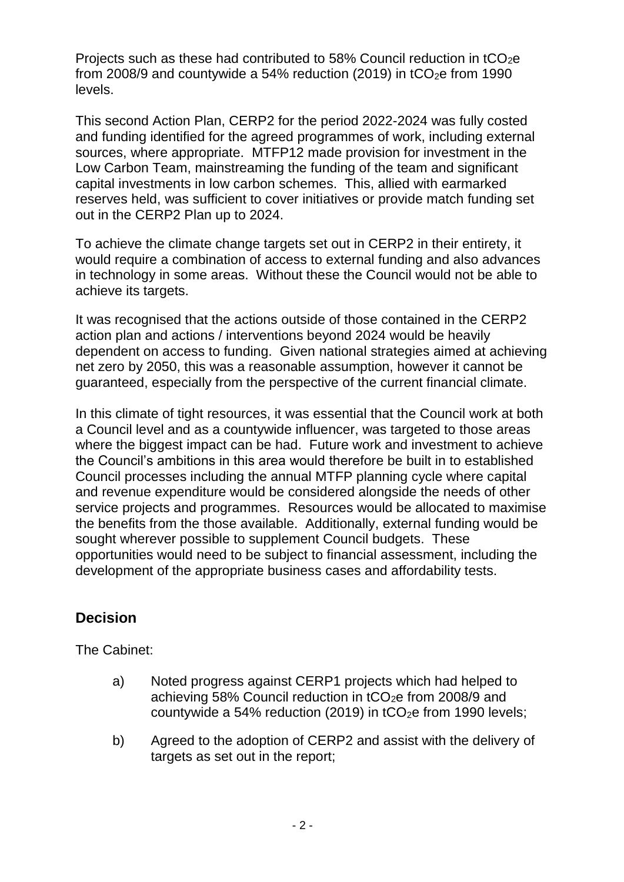Projects such as these had contributed to 58% Council reduction in $tCO_2e$ from 2008/9 and countywide a 54% reduction (2019) in $tCO_2e$ from 1990 levels.

This second Action Plan, CERP2 for the period 2022-2024 was fully costed and funding identified for the agreed programmes of work, including external sources, where appropriate. MTFP12 made provision for investment in the Low Carbon Team, mainstreaming the funding of the team and significant capital investments in low carbon schemes. This, allied with earmarked reserves held, was sufficient to cover initiatives or provide match funding set out in the CERP2 Plan up to 2024.

To achieve the climate change targets set out in CERP2 in their entirety, it would require a combination of access to external funding and also advances in technology in some areas. Without these the Council would not be able to achieve its targets.

It was recognised that the actions outside of those contained in the CERP2 action plan and actions / interventions beyond 2024 would be heavily dependent on access to funding. Given national strategies aimed at achieving net zero by 2050, this was a reasonable assumption, however it cannot be guaranteed, especially from the perspective of the current financial climate.

In this climate of tight resources, it was essential that the Council work at both a Council level and as a countywide influencer, was targeted to those areas where the biggest impact can be had. Future work and investment to achieve the Council's ambitions in this area would therefore be built in to established Council processes including the annual MTFP planning cycle where capital and revenue expenditure would be considered alongside the needs of other service projects and programmes. Resources would be allocated to maximise the benefits from the those available. Additionally, external funding would be sought wherever possible to supplement Council budgets. These opportunities would need to be subject to financial assessment, including the development of the appropriate business cases and affordability tests.

## Decision

The Cabinet:

a) Noted progress against CERP1 projects which had helped to achieving 58% Council reduction in $tCO_2e$ from 2008/9 and countywide a 54% reduction (2019) in $tCO_2e$ from 1990 levels;

b) Agreed to the adoption of CERP2 and assist with the delivery of targets as set out in the report;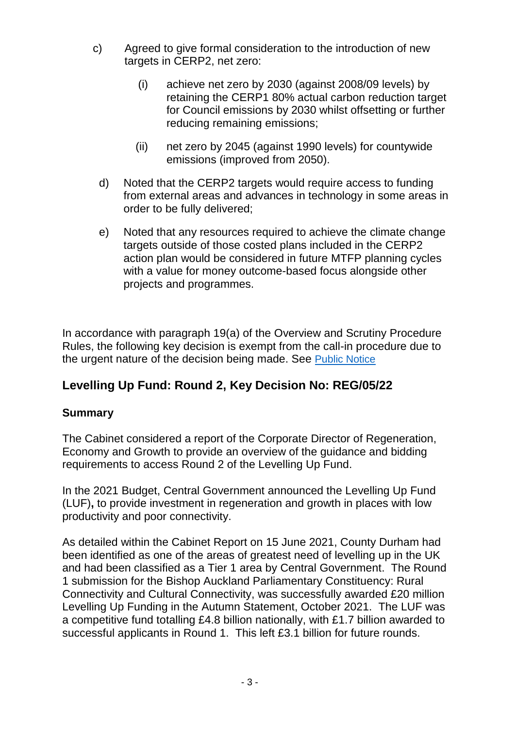c) Agreed to give formal consideration to the introduction of new targets in CERP2, net zero:

   (i) achieve net zero by 2030 (against 2008/09 levels) by retaining the CERP1 80% actual carbon reduction target for Council emissions by 2030 whilst offsetting or further reducing remaining emissions;

   (ii) net zero by 2045 (against 1990 levels) for countywide emissions (improved from 2050).

d) Noted that the CERP2 targets would require access to funding from external areas and advances in technology in some areas in order to be fully delivered;

e) Noted that any resources required to achieve the climate change targets outside of those costed plans included in the CERP2 action plan would be considered in future MTFP planning cycles with a value for money outcome-based focus alongside other projects and programmes.

In accordance with paragraph 19(a) of the Overview and Scrutiny Procedure Rules, the following key decision is exempt from the call-in procedure due to the urgent nature of the decision being made. See [Public Notice]

## Levelling Up Fund: Round 2, Key Decision No: REG/05/22

### Summary

The Cabinet considered a report of the Corporate Director of Regeneration, Economy and Growth to provide an overview of the guidance and bidding requirements to access Round 2 of the Levelling Up Fund.

In the 2021 Budget, Central Government announced the Levelling Up Fund (LUF)**,** to provide investment in regeneration and growth in places with low productivity and poor connectivity.

As detailed within the Cabinet Report on 15 June 2021, County Durham had been identified as one of the areas of greatest need of levelling up in the UK and had been classified as a Tier 1 area by Central Government. The Round 1 submission for the Bishop Auckland Parliamentary Constituency: Rural Connectivity and Cultural Connectivity, was successfully awarded £20 million Levelling Up Funding in the Autumn Statement, October 2021. The LUF was a competitive fund totalling £4.8 billion nationally, with £1.7 billion awarded to successful applicants in Round 1. This left £3.1 billion for future rounds.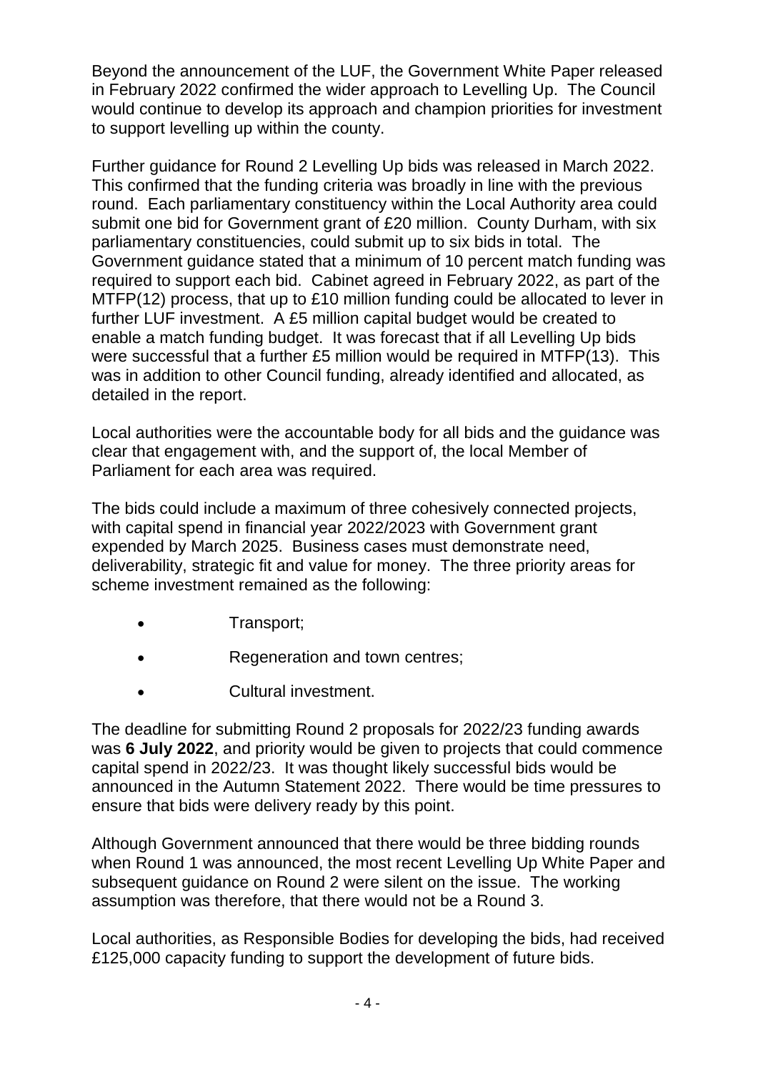Beyond the announcement of the LUF, the Government White Paper released in February 2022 confirmed the wider approach to Levelling Up. The Council would continue to develop its approach and champion priorities for investment to support levelling up within the county.

Further guidance for Round 2 Levelling Up bids was released in March 2022. This confirmed that the funding criteria was broadly in line with the previous round. Each parliamentary constituency within the Local Authority area could submit one bid for Government grant of £20 million. County Durham, with six parliamentary constituencies, could submit up to six bids in total. The Government guidance stated that a minimum of 10 percent match funding was required to support each bid. Cabinet agreed in February 2022, as part of the MTFP(12) process, that up to £10 million funding could be allocated to lever in further LUF investment. A £5 million capital budget would be created to enable a match funding budget. It was forecast that if all Levelling Up bids were successful that a further £5 million would be required in MTFP(13). This was in addition to other Council funding, already identified and allocated, as detailed in the report.

Local authorities were the accountable body for all bids and the guidance was clear that engagement with, and the support of, the local Member of Parliament for each area was required.

The bids could include a maximum of three cohesively connected projects, with capital spend in financial year 2022/2023 with Government grant expended by March 2025. Business cases must demonstrate need, deliverability, strategic fit and value for money. The three priority areas for scheme investment remained as the following:

- Transport;
- Regeneration and town centres;
- Cultural investment.

The deadline for submitting Round 2 proposals for 2022/23 funding awards was **6 July 2022**, and priority would be given to projects that could commence capital spend in 2022/23. It was thought likely successful bids would be announced in the Autumn Statement 2022. There would be time pressures to ensure that bids were delivery ready by this point.

Although Government announced that there would be three bidding rounds when Round 1 was announced, the most recent Levelling Up White Paper and subsequent guidance on Round 2 were silent on the issue. The working assumption was therefore, that there would not be a Round 3.

Local authorities, as Responsible Bodies for developing the bids, had received £125,000 capacity funding to support the development of future bids.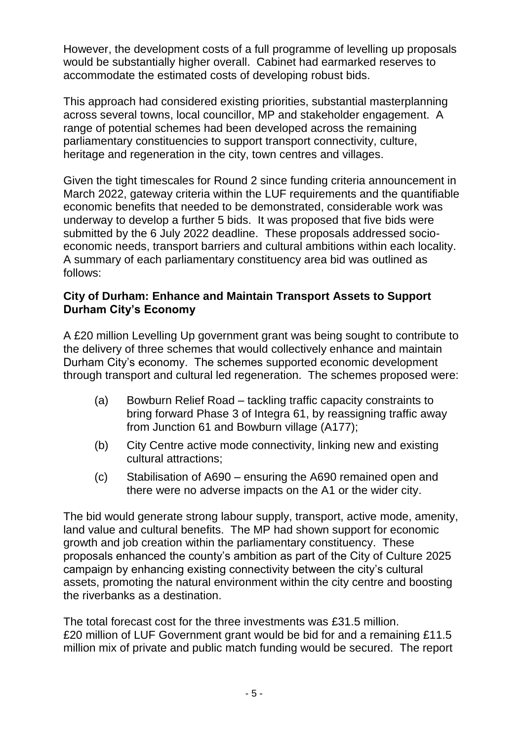However, the development costs of a full programme of levelling up proposals would be substantially higher overall. Cabinet had earmarked reserves to accommodate the estimated costs of developing robust bids.

This approach had considered existing priorities, substantial masterplanning across several towns, local councillor, MP and stakeholder engagement. A range of potential schemes had been developed across the remaining parliamentary constituencies to support transport connectivity, culture, heritage and regeneration in the city, town centres and villages.

Given the tight timescales for Round 2 since funding criteria announcement in March 2022, gateway criteria within the LUF requirements and the quantifiable economic benefits that needed to be demonstrated, considerable work was underway to develop a further 5 bids. It was proposed that five bids were submitted by the 6 July 2022 deadline. These proposals addressed socio-economic needs, transport barriers and cultural ambitions within each locality. A summary of each parliamentary constituency area bid was outlined as follows:

**City of Durham: Enhance and Maintain Transport Assets to Support Durham City's Economy**

A £20 million Levelling Up government grant was being sought to contribute to the delivery of three schemes that would collectively enhance and maintain Durham City's economy. The schemes supported economic development through transport and cultural led regeneration. The schemes proposed were:

(a) Bowburn Relief Road – tackling traffic capacity constraints to bring forward Phase 3 of Integra 61, by reassigning traffic away from Junction 61 and Bowburn village (A177);

(b) City Centre active mode connectivity, linking new and existing cultural attractions;

(c) Stabilisation of A690 – ensuring the A690 remained open and there were no adverse impacts on the A1 or the wider city.

The bid would generate strong labour supply, transport, active mode, amenity, land value and cultural benefits. The MP had shown support for economic growth and job creation within the parliamentary constituency. These proposals enhanced the county's ambition as part of the City of Culture 2025 campaign by enhancing existing connectivity between the city's cultural assets, promoting the natural environment within the city centre and boosting the riverbanks as a destination.

The total forecast cost for the three investments was £31.5 million. £20 million of LUF Government grant would be bid for and a remaining £11.5 million mix of private and public match funding would be secured. The report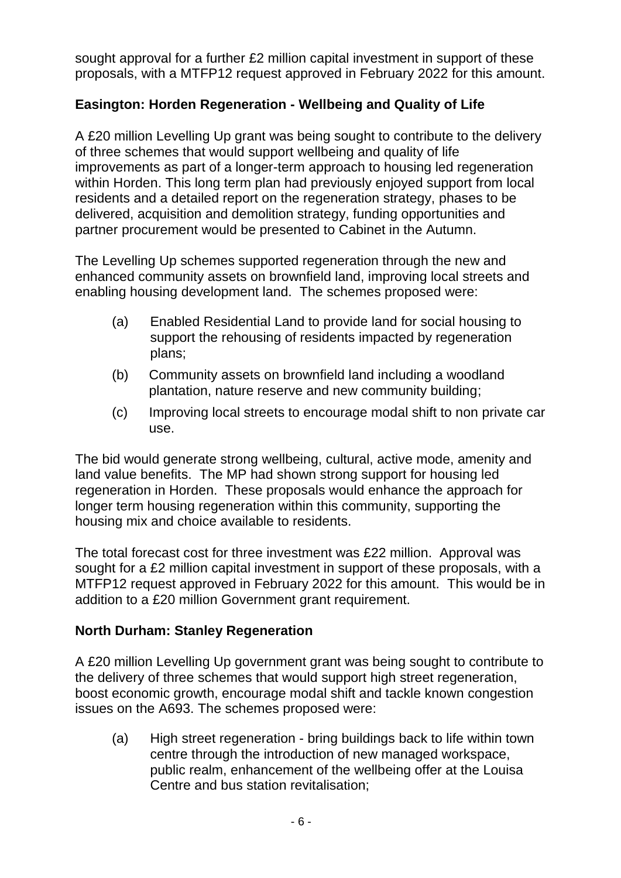sought approval for a further £2 million capital investment in support of these proposals, with a MTFP12 request approved in February 2022 for this amount.

**Easington: Horden Regeneration - Wellbeing and Quality of Life**

A £20 million Levelling Up grant was being sought to contribute to the delivery of three schemes that would support wellbeing and quality of life improvements as part of a longer-term approach to housing led regeneration within Horden. This long term plan had previously enjoyed support from local residents and a detailed report on the regeneration strategy, phases to be delivered, acquisition and demolition strategy, funding opportunities and partner procurement would be presented to Cabinet in the Autumn.

The Levelling Up schemes supported regeneration through the new and enhanced community assets on brownfield land, improving local streets and enabling housing development land. The schemes proposed were:

(a) Enabled Residential Land to provide land for social housing to support the rehousing of residents impacted by regeneration plans;

(b) Community assets on brownfield land including a woodland plantation, nature reserve and new community building;

(c) Improving local streets to encourage modal shift to non private car use.

The bid would generate strong wellbeing, cultural, active mode, amenity and land value benefits. The MP had shown strong support for housing led regeneration in Horden. These proposals would enhance the approach for longer term housing regeneration within this community, supporting the housing mix and choice available to residents.

The total forecast cost for three investment was £22 million. Approval was sought for a £2 million capital investment in support of these proposals, with a MTFP12 request approved in February 2022 for this amount. This would be in addition to a £20 million Government grant requirement.

**North Durham: Stanley Regeneration**

A £20 million Levelling Up government grant was being sought to contribute to the delivery of three schemes that would support high street regeneration, boost economic growth, encourage modal shift and tackle known congestion issues on the A693. The schemes proposed were:

(a) High street regeneration - bring buildings back to life within town centre through the introduction of new managed workspace, public realm, enhancement of the wellbeing offer at the Louisa Centre and bus station revitalisation;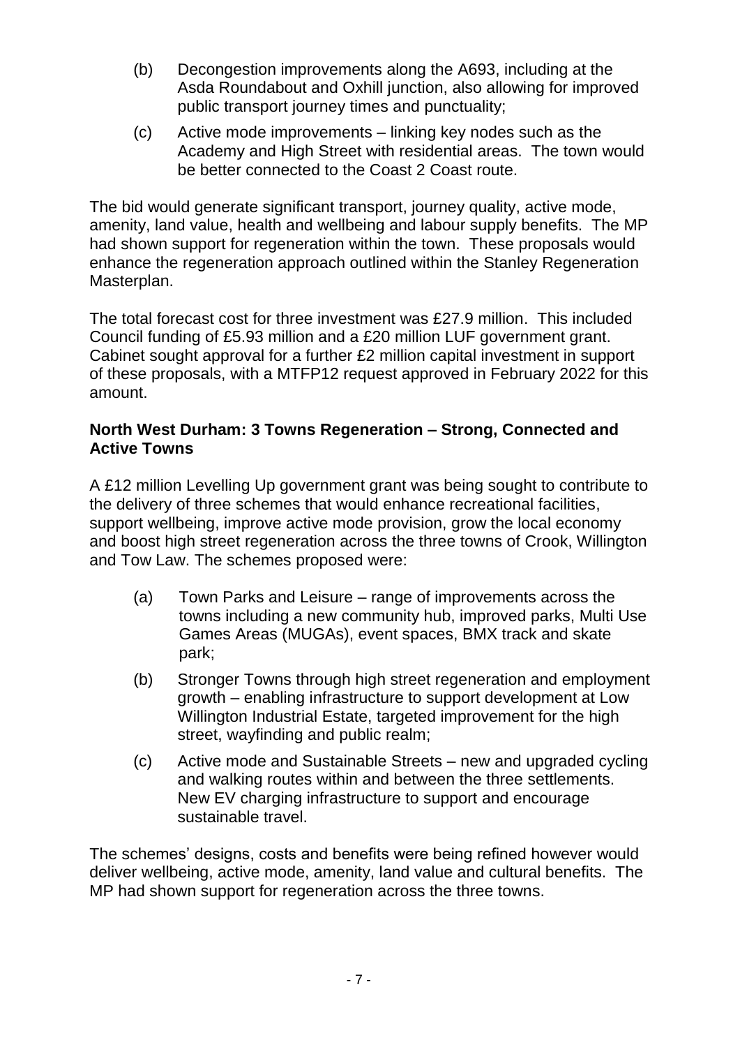(b) Decongestion improvements along the A693, including at the Asda Roundabout and Oxhill junction, also allowing for improved public transport journey times and punctuality;

(c) Active mode improvements – linking key nodes such as the Academy and High Street with residential areas. The town would be better connected to the Coast 2 Coast route.

The bid would generate significant transport, journey quality, active mode, amenity, land value, health and wellbeing and labour supply benefits. The MP had shown support for regeneration within the town. These proposals would enhance the regeneration approach outlined within the Stanley Regeneration Masterplan.

The total forecast cost for three investment was £27.9 million. This included Council funding of £5.93 million and a £20 million LUF government grant. Cabinet sought approval for a further £2 million capital investment in support of these proposals, with a MTFP12 request approved in February 2022 for this amount.

**North West Durham: 3 Towns Regeneration – Strong, Connected and Active Towns**

A £12 million Levelling Up government grant was being sought to contribute to the delivery of three schemes that would enhance recreational facilities, support wellbeing, improve active mode provision, grow the local economy and boost high street regeneration across the three towns of Crook, Willington and Tow Law. The schemes proposed were:

(a) Town Parks and Leisure – range of improvements across the towns including a new community hub, improved parks, Multi Use Games Areas (MUGAs), event spaces, BMX track and skate park;

(b) Stronger Towns through high street regeneration and employment growth – enabling infrastructure to support development at Low Willington Industrial Estate, targeted improvement for the high street, wayfinding and public realm;

(c) Active mode and Sustainable Streets – new and upgraded cycling and walking routes within and between the three settlements. New EV charging infrastructure to support and encourage sustainable travel.

The schemes' designs, costs and benefits were being refined however would deliver wellbeing, active mode, amenity, land value and cultural benefits. The MP had shown support for regeneration across the three towns.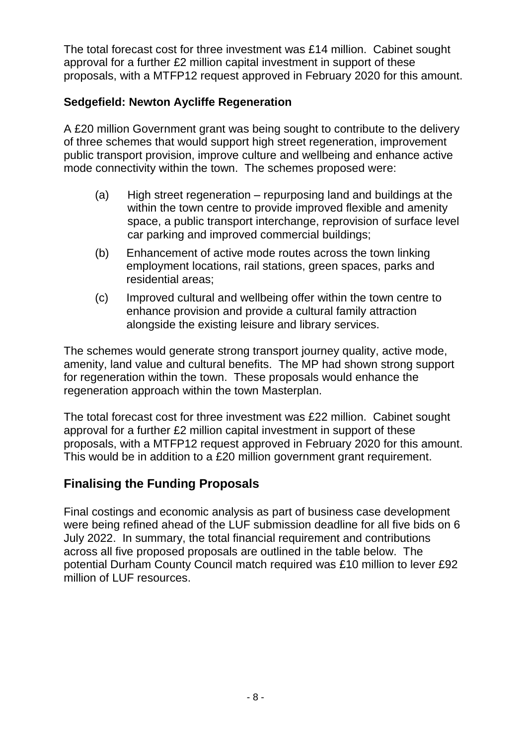The total forecast cost for three investment was £14 million. Cabinet sought approval for a further £2 million capital investment in support of these proposals, with a MTFP12 request approved in February 2020 for this amount.

**Sedgefield: Newton Aycliffe Regeneration**

A £20 million Government grant was being sought to contribute to the delivery of three schemes that would support high street regeneration, improvement public transport provision, improve culture and wellbeing and enhance active mode connectivity within the town. The schemes proposed were:

(a) High street regeneration – repurposing land and buildings at the within the town centre to provide improved flexible and amenity space, a public transport interchange, reprovision of surface level car parking and improved commercial buildings;

(b) Enhancement of active mode routes across the town linking employment locations, rail stations, green spaces, parks and residential areas;

(c) Improved cultural and wellbeing offer within the town centre to enhance provision and provide a cultural family attraction alongside the existing leisure and library services.

The schemes would generate strong transport journey quality, active mode, amenity, land value and cultural benefits. The MP had shown strong support for regeneration within the town. These proposals would enhance the regeneration approach within the town Masterplan.

The total forecast cost for three investment was £22 million. Cabinet sought approval for a further £2 million capital investment in support of these proposals, with a MTFP12 request approved in February 2020 for this amount. This would be in addition to a £20 million government grant requirement.

## Finalising the Funding Proposals

Final costings and economic analysis as part of business case development were being refined ahead of the LUF submission deadline for all five bids on 6 July 2022. In summary, the total financial requirement and contributions across all five proposed proposals are outlined in the table below. The potential Durham County Council match required was £10 million to lever £92 million of LUF resources.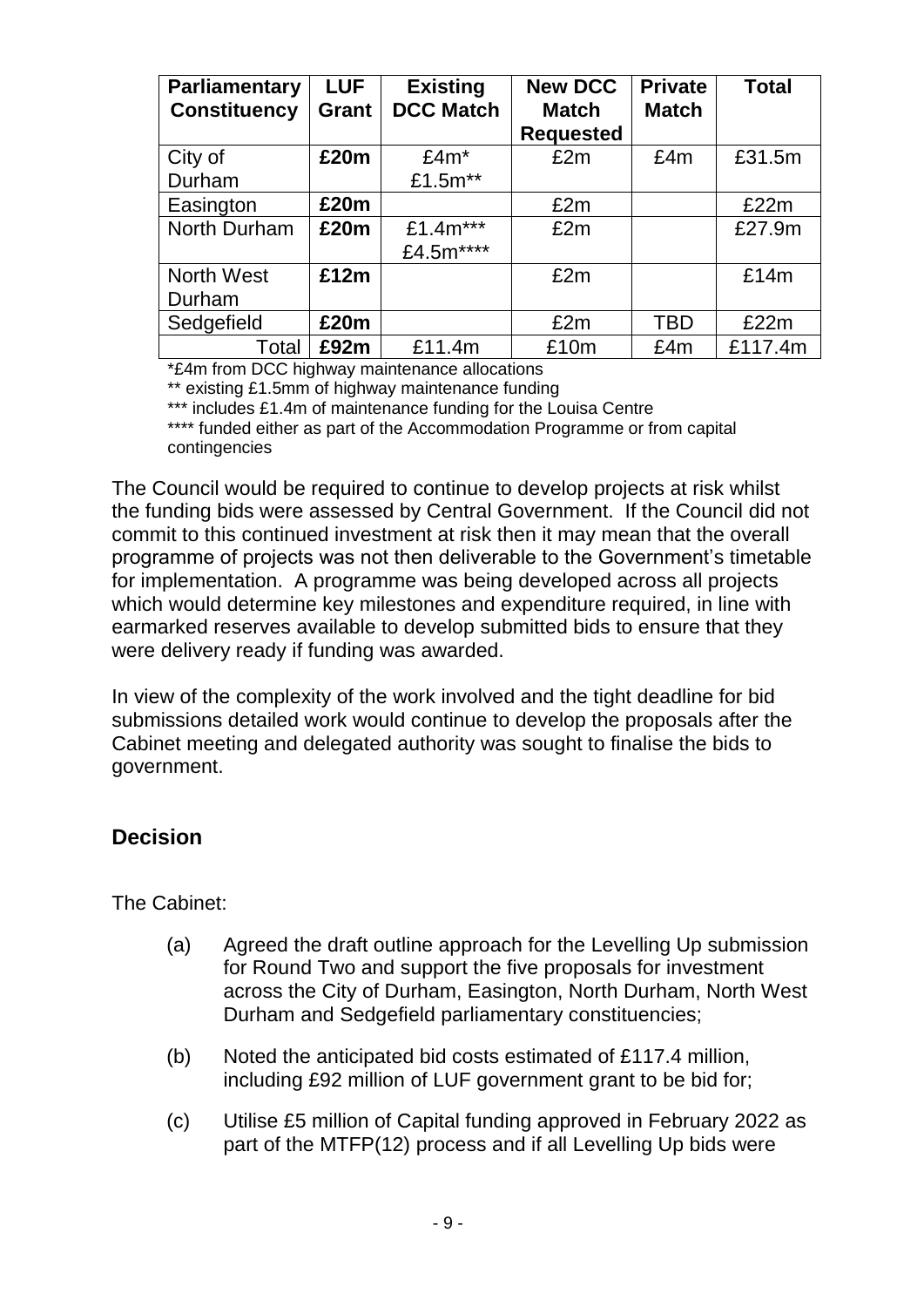| Parliamentary Constituency | LUF Grant | Existing DCC Match | New DCC Match Requested | Private Match | Total |
|---|---|---|---|---|---|
| City of Durham | **£20m** | £4m* £1.5m** | £2m | £4m | £31.5m |
| Easington | **£20m** | | £2m | | £22m |
| North Durham | **£20m** | £1.4m*** £4.5m**** | £2m | | £27.9m |
| North West Durham | **£12m** | | £2m | | £14m |
| Sedgefield | **£20m** | | £2m | TBD | £22m |
| Total | **£92m** | £11.4m | £10m | £4m | £117.4m |

*£4m from DCC highway maintenance allocations

** existing £1.5mm of highway maintenance funding

*** includes £1.4m of maintenance funding for the Louisa Centre

**** funded either as part of the Accommodation Programme or from capital contingencies

The Council would be required to continue to develop projects at risk whilst the funding bids were assessed by Central Government. If the Council did not commit to this continued investment at risk then it may mean that the overall programme of projects was not then deliverable to the Government's timetable for implementation. A programme was being developed across all projects which would determine key milestones and expenditure required, in line with earmarked reserves available to develop submitted bids to ensure that they were delivery ready if funding was awarded.

In view of the complexity of the work involved and the tight deadline for bid submissions detailed work would continue to develop the proposals after the Cabinet meeting and delegated authority was sought to finalise the bids to government.

## Decision

The Cabinet:

(a) Agreed the draft outline approach for the Levelling Up submission for Round Two and support the five proposals for investment across the City of Durham, Easington, North Durham, North West Durham and Sedgefield parliamentary constituencies;

(b) Noted the anticipated bid costs estimated of £117.4 million, including £92 million of LUF government grant to be bid for;

(c) Utilise £5 million of Capital funding approved in February 2022 as part of the MTFP(12) process and if all Levelling Up bids were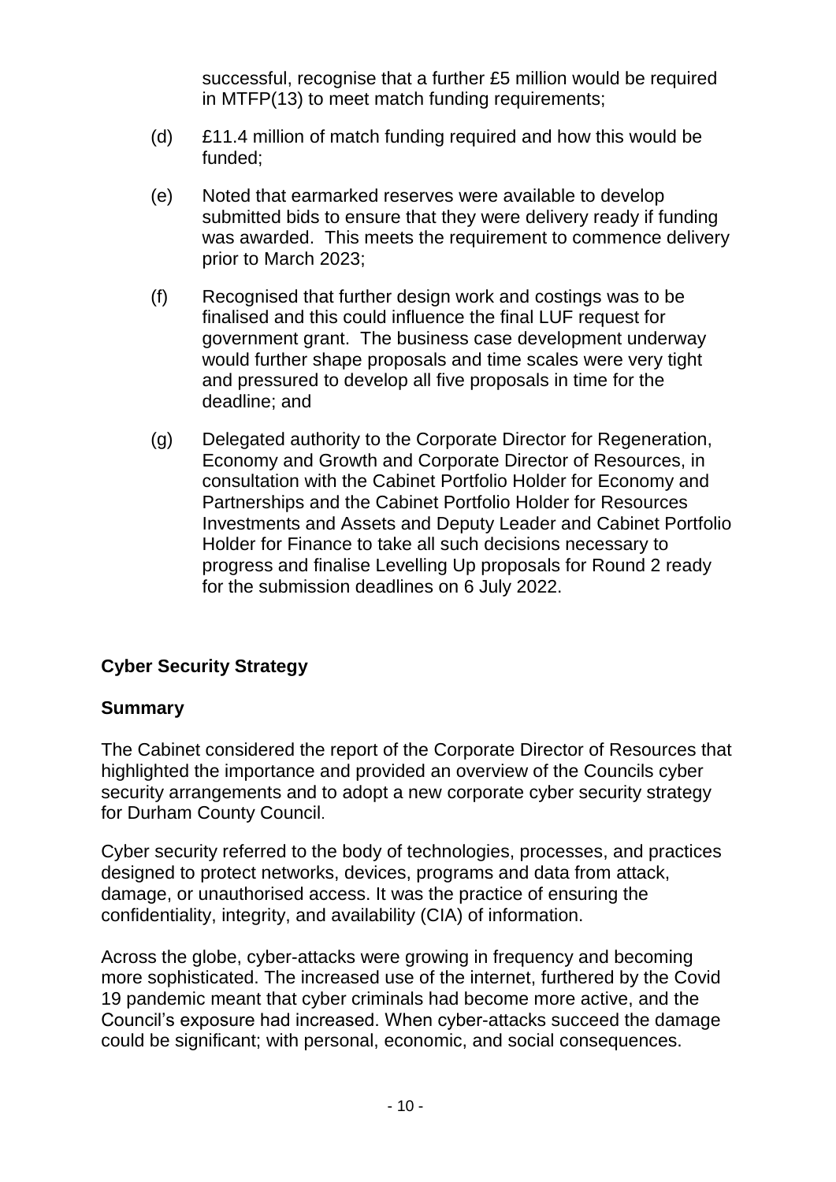successful, recognise that a further £5 million would be required in MTFP(13) to meet match funding requirements;

(d) £11.4 million of match funding required and how this would be funded;

(e) Noted that earmarked reserves were available to develop submitted bids to ensure that they were delivery ready if funding was awarded. This meets the requirement to commence delivery prior to March 2023;

(f) Recognised that further design work and costings was to be finalised and this could influence the final LUF request for government grant. The business case development underway would further shape proposals and time scales were very tight and pressured to develop all five proposals in time for the deadline; and

(g) Delegated authority to the Corporate Director for Regeneration, Economy and Growth and Corporate Director of Resources, in consultation with the Cabinet Portfolio Holder for Economy and Partnerships and the Cabinet Portfolio Holder for Resources Investments and Assets and Deputy Leader and Cabinet Portfolio Holder for Finance to take all such decisions necessary to progress and finalise Levelling Up proposals for Round 2 ready for the submission deadlines on 6 July 2022.

## Cyber Security Strategy

### Summary

The Cabinet considered the report of the Corporate Director of Resources that highlighted the importance and provided an overview of the Councils cyber security arrangements and to adopt a new corporate cyber security strategy for Durham County Council.

Cyber security referred to the body of technologies, processes, and practices designed to protect networks, devices, programs and data from attack, damage, or unauthorised access. It was the practice of ensuring the confidentiality, integrity, and availability (CIA) of information.

Across the globe, cyber-attacks were growing in frequency and becoming more sophisticated. The increased use of the internet, furthered by the Covid 19 pandemic meant that cyber criminals had become more active, and the Council's exposure had increased. When cyber-attacks succeed the damage could be significant; with personal, economic, and social consequences.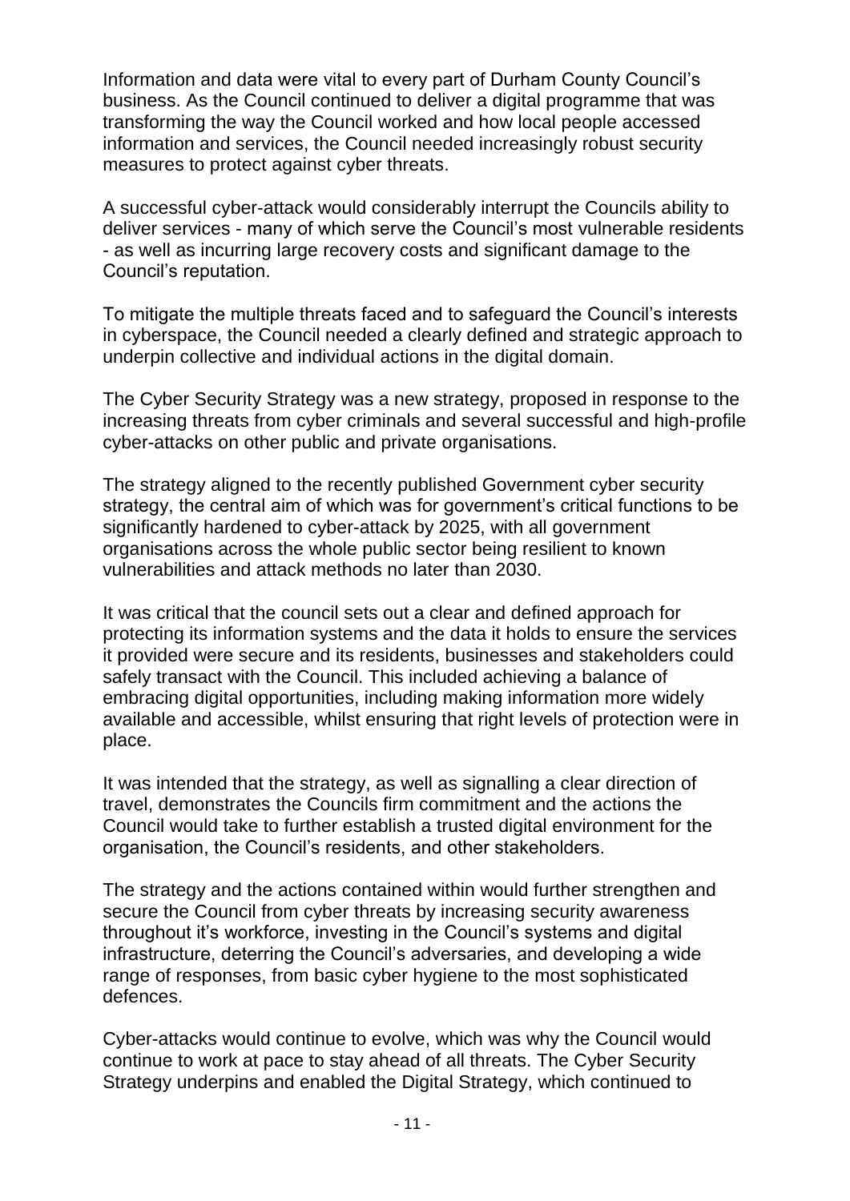Information and data were vital to every part of Durham County Council's business. As the Council continued to deliver a digital programme that was transforming the way the Council worked and how local people accessed information and services, the Council needed increasingly robust security measures to protect against cyber threats.

A successful cyber-attack would considerably interrupt the Councils ability to deliver services - many of which serve the Council's most vulnerable residents - as well as incurring large recovery costs and significant damage to the Council's reputation.

To mitigate the multiple threats faced and to safeguard the Council's interests in cyberspace, the Council needed a clearly defined and strategic approach to underpin collective and individual actions in the digital domain.

The Cyber Security Strategy was a new strategy, proposed in response to the increasing threats from cyber criminals and several successful and high-profile cyber-attacks on other public and private organisations.

The strategy aligned to the recently published Government cyber security strategy, the central aim of which was for government's critical functions to be significantly hardened to cyber-attack by 2025, with all government organisations across the whole public sector being resilient to known vulnerabilities and attack methods no later than 2030.

It was critical that the council sets out a clear and defined approach for protecting its information systems and the data it holds to ensure the services it provided were secure and its residents, businesses and stakeholders could safely transact with the Council. This included achieving a balance of embracing digital opportunities, including making information more widely available and accessible, whilst ensuring that right levels of protection were in place.

It was intended that the strategy, as well as signalling a clear direction of travel, demonstrates the Councils firm commitment and the actions the Council would take to further establish a trusted digital environment for the organisation, the Council's residents, and other stakeholders.

The strategy and the actions contained within would further strengthen and secure the Council from cyber threats by increasing security awareness throughout it's workforce, investing in the Council's systems and digital infrastructure, deterring the Council's adversaries, and developing a wide range of responses, from basic cyber hygiene to the most sophisticated defences.

Cyber-attacks would continue to evolve, which was why the Council would continue to work at pace to stay ahead of all threats. The Cyber Security Strategy underpins and enabled the Digital Strategy, which continued to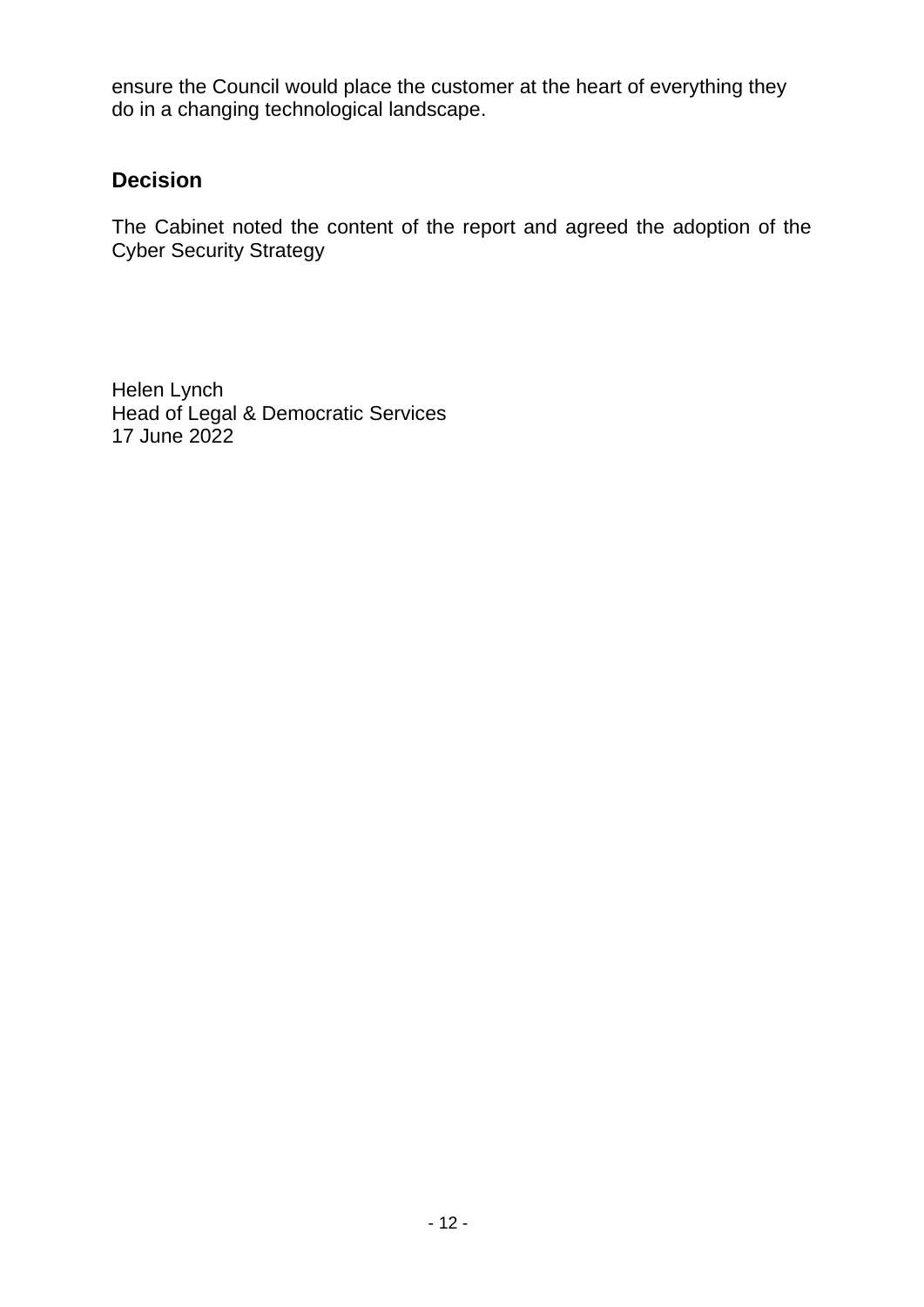ensure the Council would place the customer at the heart of everything they do in a changing technological landscape.

## Decision

The Cabinet noted the content of the report and agreed the adoption of the Cyber Security Strategy

Helen Lynch
Head of Legal & Democratic Services
17 June 2022